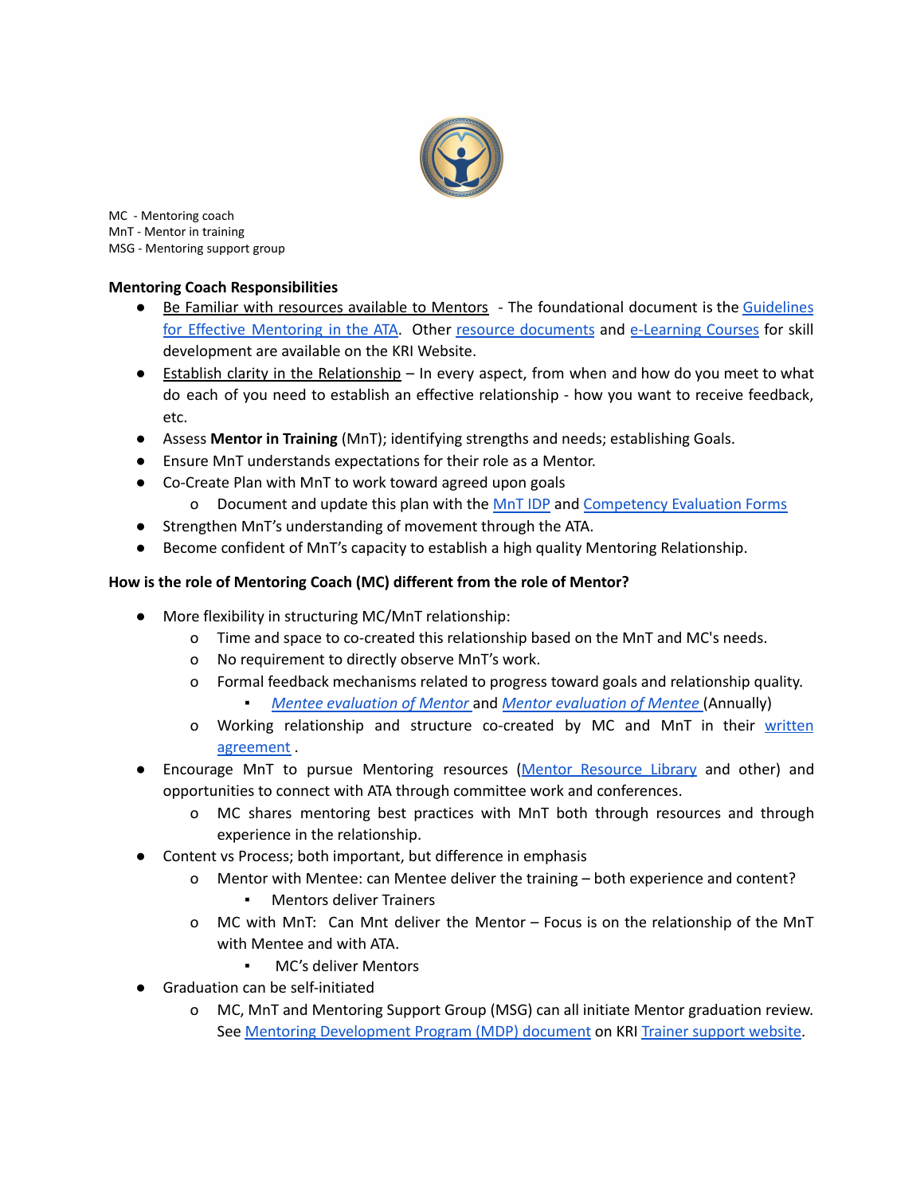MC - Mentoring coach
MnT - Mentor in training
MSG - Mentoring support group

**Mentoring Coach Responsibilities**

- Be Familiar with resources available to Mentors - The foundational document is the Guidelines for Effective Mentoring in the ATA. Other resource documents and e-Learning Courses for skill development are available on the KRI Website.
- Establish clarity in the Relationship – In every aspect, from when and how do you meet to what do each of you need to establish an effective relationship - how you want to receive feedback, etc.
- Assess **Mentor in Training** (MnT); identifying strengths and needs; establishing Goals.
- Ensure MnT understands expectations for their role as a Mentor.
- Co-Create Plan with MnT to work toward agreed upon goals
  - Document and update this plan with the MnT IDP and Competency Evaluation Forms
- Strengthen MnT's understanding of movement through the ATA.
- Become confident of MnT's capacity to establish a high quality Mentoring Relationship.

**How is the role of Mentoring Coach (MC) different from the role of Mentor?**

- More flexibility in structuring MC/MnT relationship:
  - Time and space to co-created this relationship based on the MnT and MC's needs.
  - No requirement to directly observe MnT's work.
  - Formal feedback mechanisms related to progress toward goals and relationship quality.
    - *Mentee evaluation of Mentor* and *Mentor evaluation of Mentee* (Annually)
  - Working relationship and structure co-created by MC and MnT in their written agreement .
- Encourage MnT to pursue Mentoring resources (Mentor Resource Library and other) and opportunities to connect with ATA through committee work and conferences.
  - MC shares mentoring best practices with MnT both through resources and through experience in the relationship.
- Content vs Process; both important, but difference in emphasis
  - Mentor with Mentee: can Mentee deliver the training – both experience and content?
    - Mentors deliver Trainers
  - MC with MnT: Can Mnt deliver the Mentor – Focus is on the relationship of the MnT with Mentee and with ATA.
    - MC's deliver Mentors
- Graduation can be self-initiated
  - MC, MnT and Mentoring Support Group (MSG) can all initiate Mentor graduation review. See Mentoring Development Program (MDP) document on KRI Trainer support website.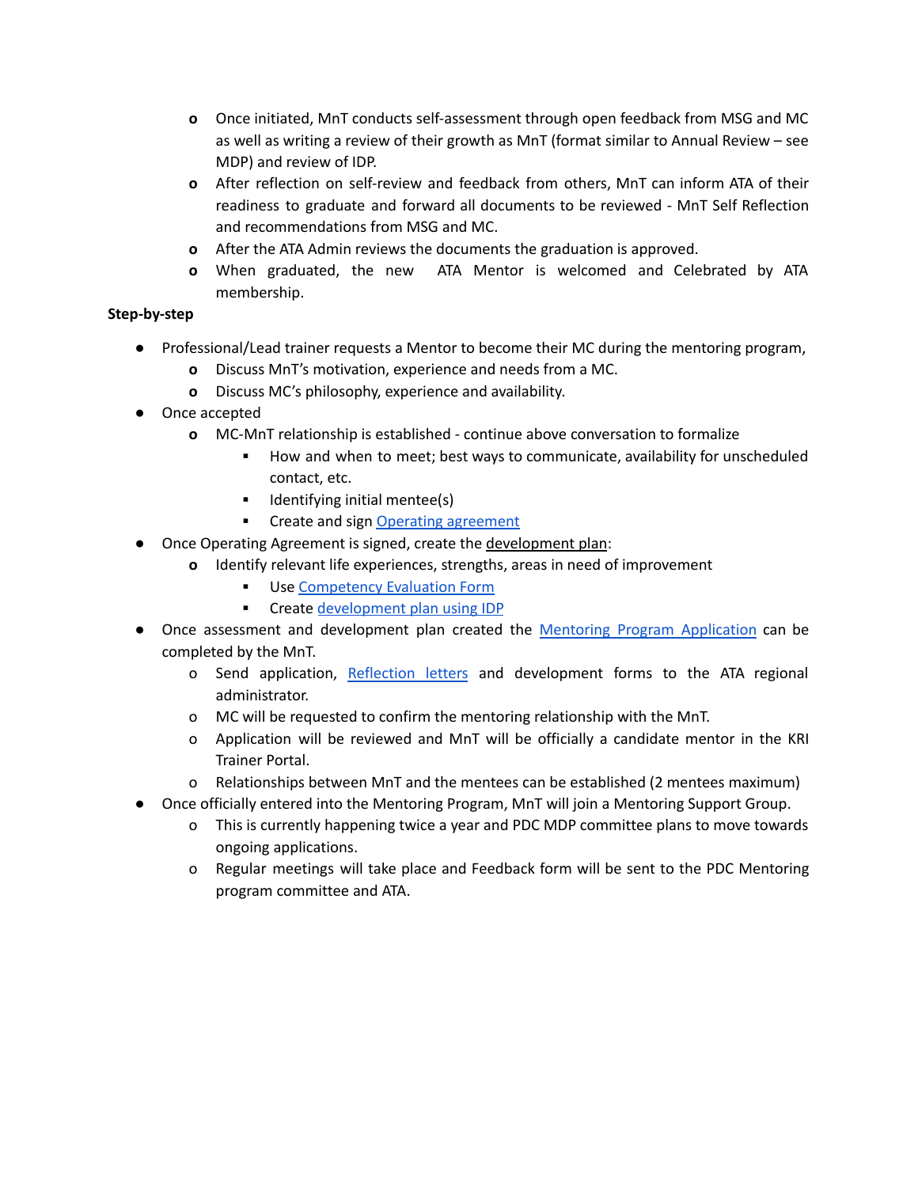- Once initiated, MnT conducts self-assessment through open feedback from MSG and MC as well as writing a review of their growth as MnT (format similar to Annual Review – see MDP) and review of IDP.
- After reflection on self-review and feedback from others, MnT can inform ATA of their readiness to graduate and forward all documents to be reviewed - MnT Self Reflection and recommendations from MSG and MC.
- After the ATA Admin reviews the documents the graduation is approved.
- When graduated, the new ATA Mentor is welcomed and Celebrated by ATA membership.

**Step-by-step**

- Professional/Lead trainer requests a Mentor to become their MC during the mentoring program,
    - Discuss MnT's motivation, experience and needs from a MC.
    - Discuss MC's philosophy, experience and availability.
- Once accepted
    - MC-MnT relationship is established - continue above conversation to formalize
        - How and when to meet; best ways to communicate, availability for unscheduled contact, etc.
        - Identifying initial mentee(s)
        - Create and sign Operating agreement
- Once Operating Agreement is signed, create the development plan:
    - Identify relevant life experiences, strengths, areas in need of improvement
        - Use Competency Evaluation Form
        - Create development plan using IDP
- Once assessment and development plan created the Mentoring Program Application can be completed by the MnT.
    - Send application, Reflection letters and development forms to the ATA regional administrator.
    - MC will be requested to confirm the mentoring relationship with the MnT.
    - Application will be reviewed and MnT will be officially a candidate mentor in the KRI Trainer Portal.
    - Relationships between MnT and the mentees can be established (2 mentees maximum)
- Once officially entered into the Mentoring Program, MnT will join a Mentoring Support Group.
    - This is currently happening twice a year and PDC MDP committee plans to move towards ongoing applications.
    - Regular meetings will take place and Feedback form will be sent to the PDC Mentoring program committee and ATA.